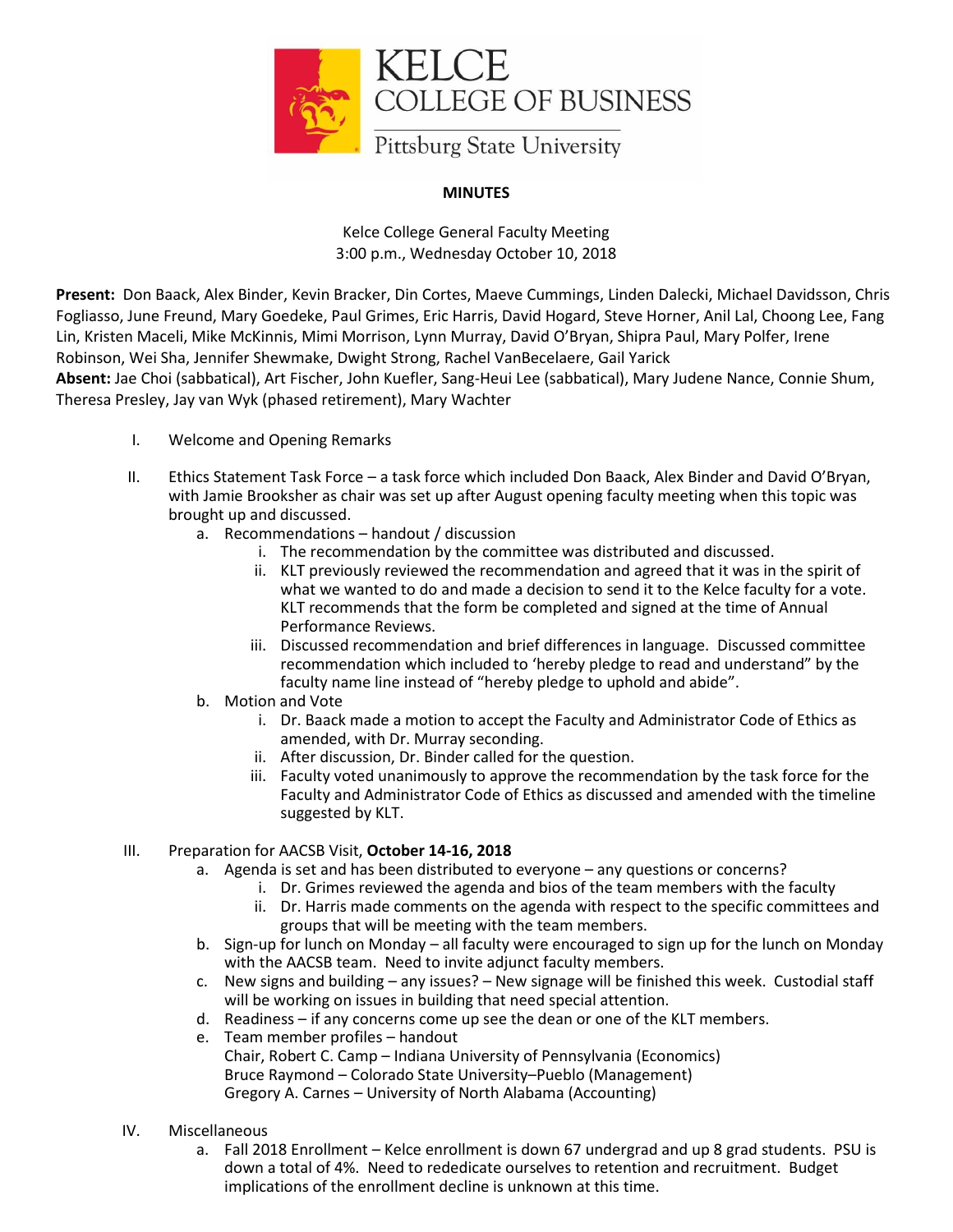KELCE COLLEGE OF BUSINESS
Pittsburg State University

**MINUTES**

Kelce College General Faculty Meeting
3:00 p.m., Wednesday October 10, 2018

**Present:** Don Baack, Alex Binder, Kevin Bracker, Din Cortes, Maeve Cummings, Linden Dalecki, Michael Davidsson, Chris Fogliasso, June Freund, Mary Goedeke, Paul Grimes, Eric Harris, David Hogard, Steve Horner, Anil Lal, Choong Lee, Fang Lin, Kristen Maceli, Mike McKinnis, Mimi Morrison, Lynn Murray, David O'Bryan, Shipra Paul, Mary Polfer, Irene Robinson, Wei Sha, Jennifer Shewmake, Dwight Strong, Rachel VanBecelaere, Gail Yarick
**Absent:** Jae Choi (sabbatical), Art Fischer, John Kuefler, Sang-Heui Lee (sabbatical), Mary Judene Nance, Connie Shum, Theresa Presley, Jay van Wyk (phased retirement), Mary Wachter

I. Welcome and Opening Remarks

II. Ethics Statement Task Force – a task force which included Don Baack, Alex Binder and David O'Bryan, with Jamie Brooksher as chair was set up after August opening faculty meeting when this topic was brought up and discussed.
   a. Recommendations – handout / discussion
      i. The recommendation by the committee was distributed and discussed.
      ii. KLT previously reviewed the recommendation and agreed that it was in the spirit of what we wanted to do and made a decision to send it to the Kelce faculty for a vote. KLT recommends that the form be completed and signed at the time of Annual Performance Reviews.
      iii. Discussed recommendation and brief differences in language. Discussed committee recommendation which included to 'hereby pledge to read and understand" by the faculty name line instead of "hereby pledge to uphold and abide".
   b. Motion and Vote
      i. Dr. Baack made a motion to accept the Faculty and Administrator Code of Ethics as amended, with Dr. Murray seconding.
      ii. After discussion, Dr. Binder called for the question.
      iii. Faculty voted unanimously to approve the recommendation by the task force for the Faculty and Administrator Code of Ethics as discussed and amended with the timeline suggested by KLT.

III. Preparation for AACSB Visit, **October 14-16, 2018**
   a. Agenda is set and has been distributed to everyone – any questions or concerns?
      i. Dr. Grimes reviewed the agenda and bios of the team members with the faculty
      ii. Dr. Harris made comments on the agenda with respect to the specific committees and groups that will be meeting with the team members.
   b. Sign-up for lunch on Monday – all faculty were encouraged to sign up for the lunch on Monday with the AACSB team. Need to invite adjunct faculty members.
   c. New signs and building – any issues? – New signage will be finished this week. Custodial staff will be working on issues in building that need special attention.
   d. Readiness – if any concerns come up see the dean or one of the KLT members.
   e. Team member profiles – handout
      Chair, Robert C. Camp – Indiana University of Pennsylvania (Economics)
      Bruce Raymond – Colorado State University–Pueblo (Management)
      Gregory A. Carnes – University of North Alabama (Accounting)

IV. Miscellaneous
   a. Fall 2018 Enrollment – Kelce enrollment is down 67 undergrad and up 8 grad students. PSU is down a total of 4%. Need to rededicate ourselves to retention and recruitment. Budget implications of the enrollment decline is unknown at this time.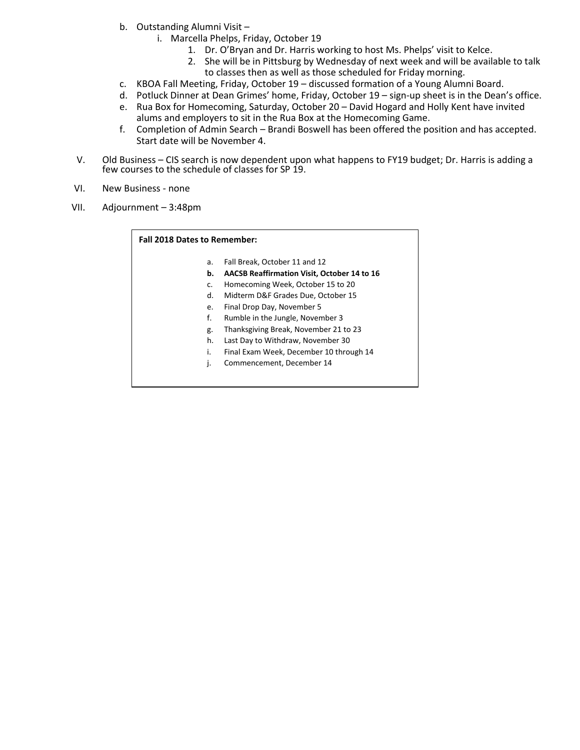b. Outstanding Alumni Visit –
    i. Marcella Phelps, Friday, October 19
        1. Dr. O'Bryan and Dr. Harris working to host Ms. Phelps' visit to Kelce.
        2. She will be in Pittsburg by Wednesday of next week and will be available to talk to classes then as well as those scheduled for Friday morning.

c. KBOA Fall Meeting, Friday, October 19 – discussed formation of a Young Alumni Board.

d. Potluck Dinner at Dean Grimes' home, Friday, October 19 – sign-up sheet is in the Dean's office.

e. Rua Box for Homecoming, Saturday, October 20 – David Hogard and Holly Kent have invited alums and employers to sit in the Rua Box at the Homecoming Game.

f. Completion of Admin Search – Brandi Boswell has been offered the position and has accepted. Start date will be November 4.

V. Old Business – CIS search is now dependent upon what happens to FY19 budget; Dr. Harris is adding a few courses to the schedule of classes for SP 19.

VI. New Business - none

VII. Adjournment – 3:48pm

**Fall 2018 Dates to Remember:**

a. Fall Break, October 11 and 12
**b. AACSB Reaffirmation Visit, October 14 to 16**
c. Homecoming Week, October 15 to 20
d. Midterm D&F Grades Due, October 15
e. Final Drop Day, November 5
f. Rumble in the Jungle, November 3
g. Thanksgiving Break, November 21 to 23
h. Last Day to Withdraw, November 30
i. Final Exam Week, December 10 through 14
j. Commencement, December 14